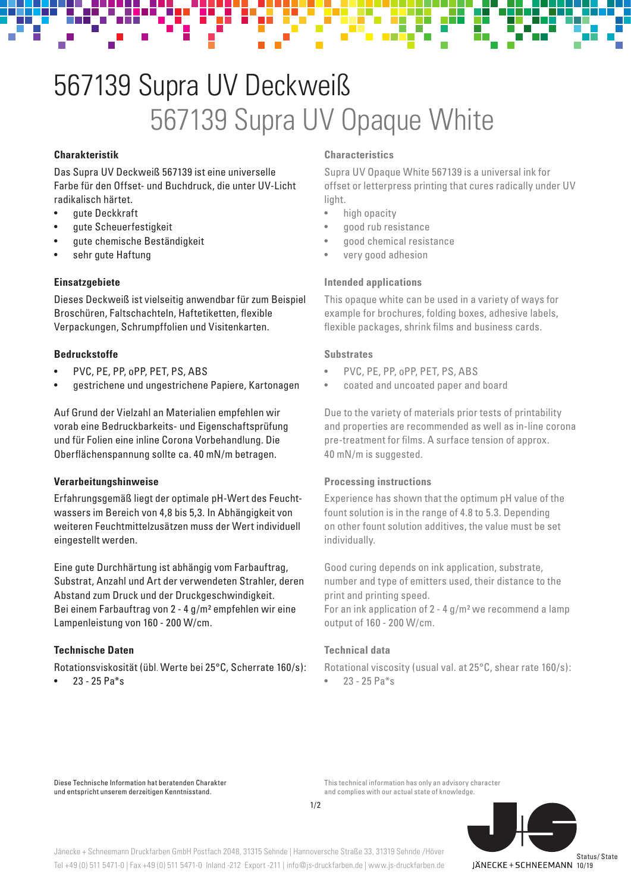# 567139 Supra UV Deckweiß

# 567139 Supra UV Opaque White

### Charakteristik

Das Supra UV Deckweiß 567139 ist eine universelle Farbe für den Offset- und Buchdruck, die unter UV-Licht radikalisch härtet.

- gute Deckkraft
- gute Scheuerfestigkeit
- gute chemische Beständigkeit
- sehr gute Haftung

### Einsatzgebiete

Dieses Deckweiß ist vielseitig anwendbar für zum Beispiel Broschüren, Faltschachteln, Haftetiketten, flexible Verpackungen, Schrumpffolien und Visitenkarten.

### Bedruckstoffe

- PVC, PE, PP, oPP, PET, PS, ABS
- gestrichene und ungestrichene Papiere, Kartonagen

Auf Grund der Vielzahl an Materialien empfehlen wir vorab eine Bedruckbarkeits- und Eigenschaftsprüfung und für Folien eine inline Corona Vorbehandlung. Die Oberflächenspannung sollte ca. 40 mN/m betragen.

### Verarbeitungshinweise

Erfahrungsgemäß liegt der optimale pH-Wert des Feuchtwassers im Bereich von 4,8 bis 5,3. In Abhängigkeit von weiteren Feuchtmittelzusätzen muss der Wert individuell eingestellt werden.

Eine gute Durchhärtung ist abhängig vom Farbauftrag, Substrat, Anzahl und Art der verwendeten Strahler, deren Abstand zum Druck und der Druckgeschwindigkeit.
Bei einem Farbauftrag von 2 - 4 g/m² empfehlen wir eine Lampenleistung von 160 - 200 W/cm.

### Technische Daten

Rotationsviskosität (übl. Werte bei 25°C, Scherrate 160/s):

- 23 - 25 Pa*s

### Characteristics

Supra UV Opaque White 567139 is a universal ink for offset or letterpress printing that cures radically under UV light.

- high opacity
- good rub resistance
- good chemical resistance
- very good adhesion

### Intended applications

This opaque white can be used in a variety of ways for example for brochures, folding boxes, adhesive labels, flexible packages, shrink films and business cards.

### Substrates

- PVC, PE, PP, oPP, PET, PS, ABS
- coated and uncoated paper and board

Due to the variety of materials prior tests of printability and properties are recommended as well as in-line corona pre-treatment for films. A surface tension of approx. 40 mN/m is suggested.

### Processing instructions

Experience has shown that the optimum pH value of the fount solution is in the range of 4.8 to 5.3. Depending on other fount solution additives, the value must be set individually.

Good curing depends on ink application, substrate, number and type of emitters used, their distance to the print and printing speed.
For an ink application of 2 - 4 g/m² we recommend a lamp output of 160 - 200 W/cm.

### Technical data

Rotational viscosity (usual val. at 25°C, shear rate 160/s):

- 23 - 25 Pa*s

Diese Technische Information hat beratenden Charakter und entspricht unserem derzeitigen Kenntnisstand.

This technical information has only an advisory character and complies with our actual state of knowledge.

Jänecke + Schneemann Druckfarben GmbH Postfach 2048, 31315 Sehnde | Hannoversche Straße 33, 31319 Sehnde /Höver
Tel +49 (0) 511 5471-0 | Fax +49 (0) 511 5471-0 Inland -212 Export -211 | info@js-druckfarben.de | www.js-druckfarben.de

JÄNECKE + SCHNEEMANN

Status/ State 10/19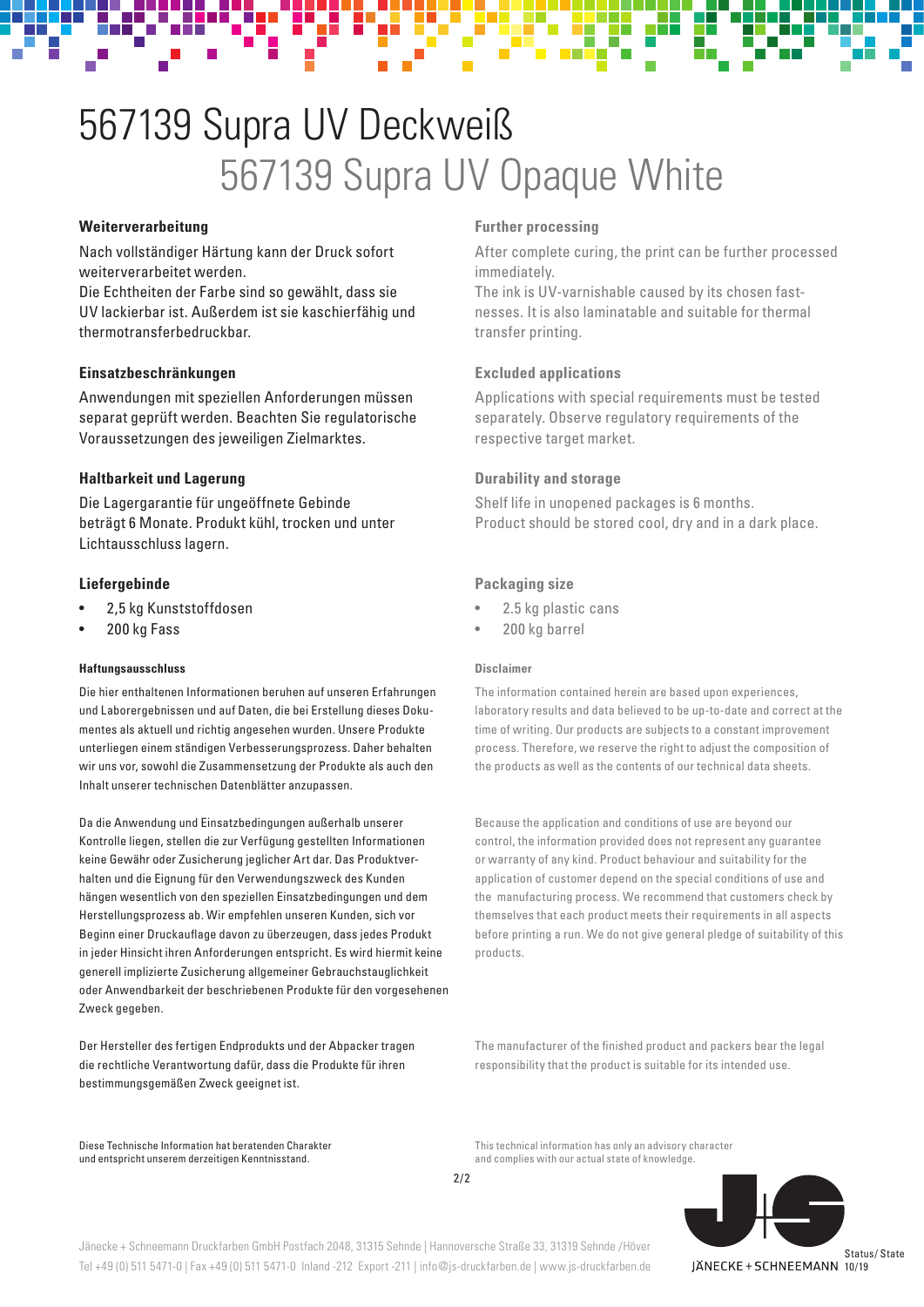# 567139 Supra UV Deckweiß

# 567139 Supra UV Opaque White

### Weiterverarbeitung

Nach vollständiger Härtung kann der Druck sofort weiterverarbeitet werden.
Die Echtheiten der Farbe sind so gewählt, dass sie UV lackierbar ist. Außerdem ist sie kaschierfähig und thermotransferbedruckbar.

### Einsatzbeschränkungen

Anwendungen mit speziellen Anforderungen müssen separat geprüft werden. Beachten Sie regulatorische Voraussetzungen des jeweiligen Zielmarktes.

### Haltbarkeit und Lagerung

Die Lagergarantie für ungeöffnete Gebinde beträgt 6 Monate. Produkt kühl, trocken und unter Lichtausschluss lagern.

### Liefergebinde

- 2,5 kg Kunststoffdosen
- 200 kg Fass

#### Haftungsausschluss

Die hier enthaltenen Informationen beruhen auf unseren Erfahrungen und Laborergebnissen und auf Daten, die bei Erstellung dieses Dokumentes als aktuell und richtig angesehen wurden. Unsere Produkte unterliegen einem ständigen Verbesserungsprozess. Daher behalten wir uns vor, sowohl die Zusammensetzung der Produkte als auch den Inhalt unserer technischen Datenblätter anzupassen.

Da die Anwendung und Einsatzbedingungen außerhalb unserer Kontrolle liegen, stellen die zur Verfügung gestellten Informationen keine Gewähr oder Zusicherung jeglicher Art dar. Das Produktverhalten und die Eignung für den Verwendungszweck des Kunden hängen wesentlich von den speziellen Einsatzbedingungen und dem Herstellungsprozess ab. Wir empfehlen unseren Kunden, sich vor Beginn einer Druckauflage davon zu überzeugen, dass jedes Produkt in jeder Hinsicht ihren Anforderungen entspricht. Es wird hiermit keine generell implizierte Zusicherung allgemeiner Gebrauchstauglichkeit oder Anwendbarkeit der beschriebenen Produkte für den vorgesehenen Zweck gegeben.

Der Hersteller des fertigen Endprodukts und der Abpacker tragen die rechtliche Verantwortung dafür, dass die Produkte für ihren bestimmungsgemäßen Zweck geeignet ist.

Diese Technische Information hat beratenden Charakter und entspricht unserem derzeitigen Kenntnisstand.

### Further processing

After complete curing, the print can be further processed immediately.
The ink is UV-varnishable caused by its chosen fastnesses. It is also laminatable and suitable for thermal transfer printing.

### Excluded applications

Applications with special requirements must be tested separately. Observe regulatory requirements of the respective target market.

### Durability and storage

Shelf life in unopened packages is 6 months.
Product should be stored cool, dry and in a dark place.

### Packaging size

- 2.5 kg plastic cans
- 200 kg barrel

#### Disclaimer

The information contained herein are based upon experiences, laboratory results and data believed to be up-to-date and correct at the time of writing. Our products are subjects to a constant improvement process. Therefore, we reserve the right to adjust the composition of the products as well as the contents of our technical data sheets.

Because the application and conditions of use are beyond our control, the information provided does not represent any guarantee or warranty of any kind. Product behaviour and suitability for the application of customer depend on the special conditions of use and the manufacturing process. We recommend that customers check by themselves that each product meets their requirements in all aspects before printing a run. We do not give general pledge of suitability of this products.

The manufacturer of the finished product and packers bear the legal responsibility that the product is suitable for its intended use.

This technical information has only an advisory character and complies with our actual state of knowledge.

Jänecke + Schneemann Druckfarben GmbH Postfach 2048, 31315 Sehnde | Hannoversche Straße 33, 31319 Sehnde /Höver
Tel +49 (0) 511 5471-0 | Fax +49 (0) 511 5471-0 Inland -212 Export -211 | info@js-druckfarben.de | www.js-druckfarben.de

JÄNECKE + SCHNEEMANN

Status/ State 10/19